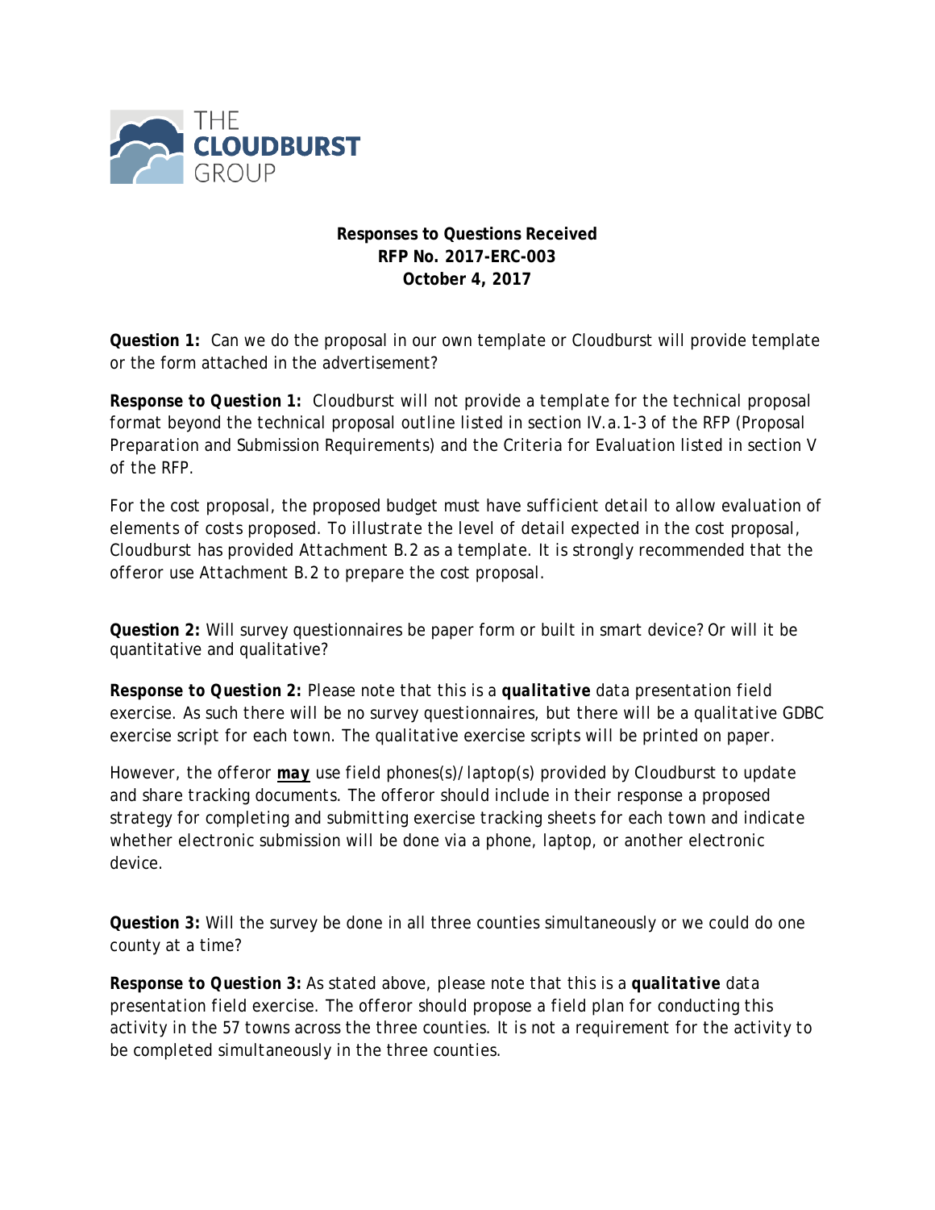**Responses to Questions Received**
**RFP No. 2017-ERC-003**
**October 4, 2017**

**Question 1:** Can we do the proposal in our own template or Cloudburst will provide template or the form attached in the advertisement?

***Response to Question 1:*** *Cloudburst will not provide a template for the technical proposal format beyond the technical proposal outline listed in section IV.a.1-3 of the RFP (Proposal Preparation and Submission Requirements) and the Criteria for Evaluation listed in section V of the RFP.*

*For the cost proposal, the proposed budget must have sufficient detail to allow evaluation of elements of costs proposed. To illustrate the level of detail expected in the cost proposal, Cloudburst has provided Attachment B.2 as a template. It is strongly recommended that the offeror use Attachment B.2 to prepare the cost proposal.*

**Question 2:** Will survey questionnaires be paper form or built in smart device? Or will it be quantitative and qualitative?

***Response to Question 2:*** *Please note that this is a* ***qualitative*** *data presentation field exercise. As such there will be no survey questionnaires, but there will be a qualitative GDBC exercise script for each town. The qualitative exercise scripts will be printed on paper.*

*However, the offeror* ***<u>may</u>*** *use field phones(s)/laptop(s) provided by Cloudburst to update and share tracking documents. The offeror should include in their response a proposed strategy for completing and submitting exercise tracking sheets for each town and indicate whether electronic submission will be done via a phone, laptop, or another electronic device.*

**Question 3:** Will the survey be done in all three counties simultaneously or we could do one county at a time?

***Response to Question 3:*** *As stated above, please note that this is a* ***qualitative*** *data presentation field exercise. The offeror should propose a field plan for conducting this activity in the 57 towns across the three counties. It is not a requirement for the activity to be completed simultaneously in the three counties.*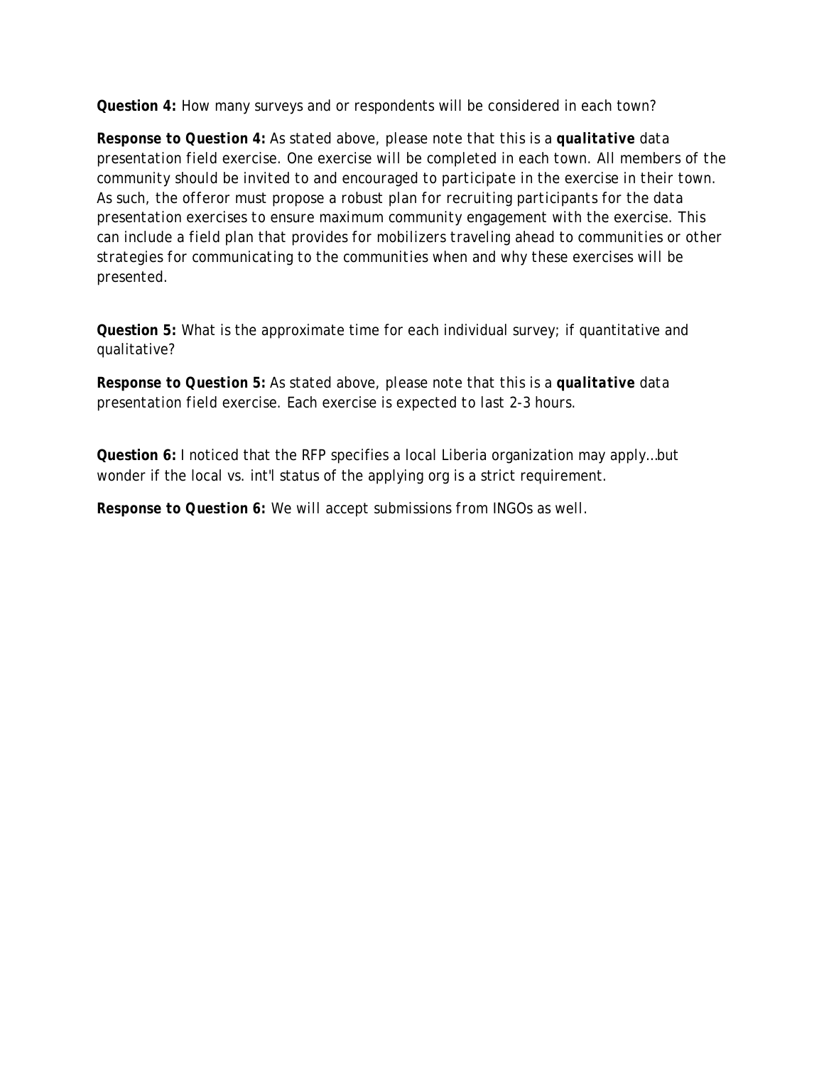**Question 4:** How many surveys and or respondents will be considered in each town?

***Response to Question 4:*** *As stated above, please note that this is a* ***qualitative*** *data presentation field exercise. One exercise will be completed in each town. All members of the community should be invited to and encouraged to participate in the exercise in their town. As such, the offeror must propose a robust plan for recruiting participants for the data presentation exercises to ensure maximum community engagement with the exercise. This can include a field plan that provides for mobilizers traveling ahead to communities or other strategies for communicating to the communities when and why these exercises will be presented.*

**Question 5:** What is the approximate time for each individual survey; if quantitative and qualitative?

***Response to Question 5:*** *As stated above, please note that this is a* ***qualitative*** *data presentation field exercise. Each exercise is expected to last 2-3 hours.*

**Question 6:** I noticed that the RFP specifies a local Liberia organization may apply…but wonder if the local vs. int'l status of the applying org is a strict requirement.

***Response to Question 6:*** *We will accept submissions from INGOs as well.*